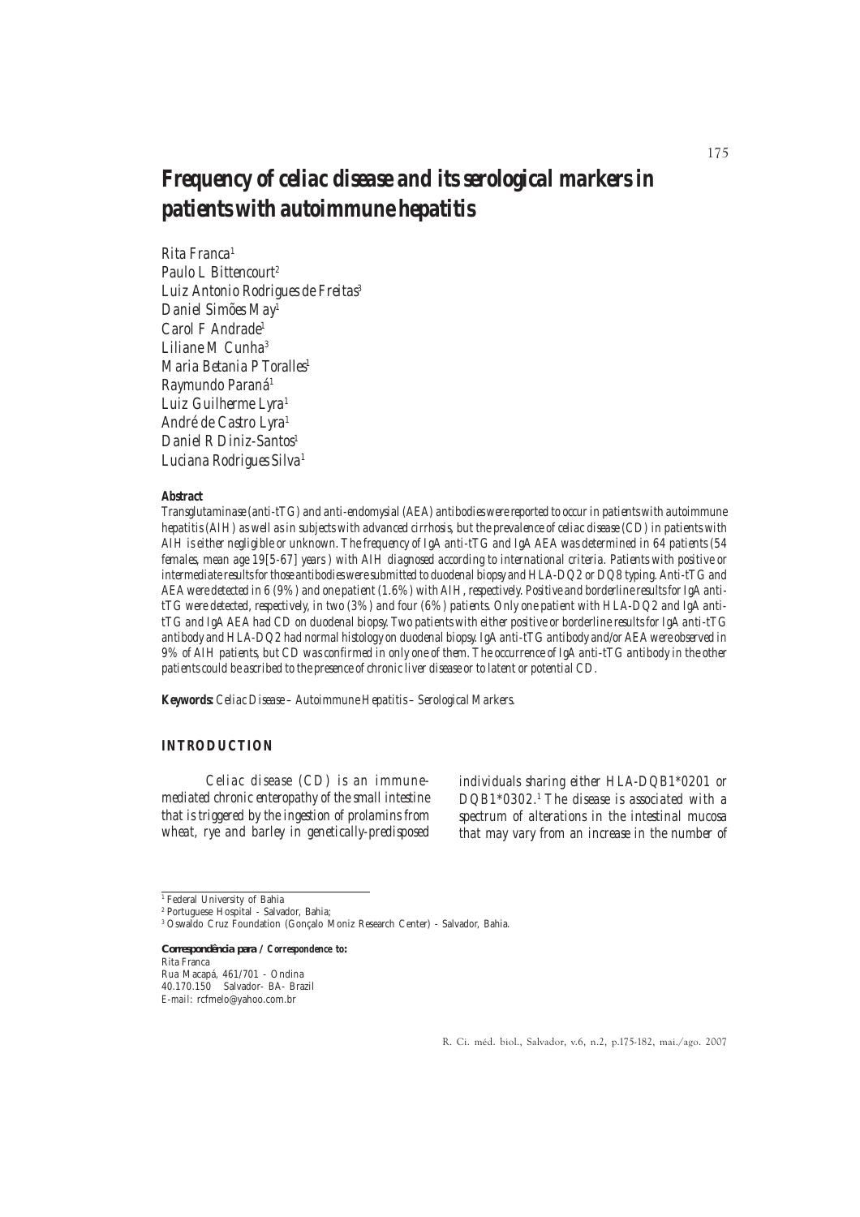# Frequency of celiac disease and its serological markers in patients with autoimmune hepatitis

Rita Franca[1]
Paulo L Bittencourt[2]
Luiz Antonio Rodrigues de Freitas[3]
Daniel Simões May[1]
Carol F Andrade[1]
Liliane M Cunha[3]
Maria Betania P Toralles[1]
Raymundo Paraná[1]
Luiz Guilherme Lyra[1]
André de Castro Lyra[1]
Daniel R Diniz-Santos[1]
Luciana Rodrigues Silva[1]

### Abstract

*Transglutaminase (anti-tTG) and anti-endomysial (AEA) antibodies were reported to occur in patients with autoimmune hepatitis (AIH) as well as in subjects with advanced cirrhosis, but the prevalence of celiac disease (CD) in patients with AIH is either negligible or unknown. The frequency of IgA anti-tTG and IgA AEA was determined in 64 patients (54 females, mean age 19[5-67] years ) with AIH diagnosed according to international criteria. Patients with positive or intermediate results for those antibodies were submitted to duodenal biopsy and HLA-DQ2 or DQ8 typing. Anti-tTG and AEA were detected in 6 (9%) and one patient (1.6%) with AIH, respectively. Positive and borderline results for IgA anti-tTG were detected, respectively, in two (3%) and four (6%) patients. Only one patient with HLA-DQ2 and IgA anti-tTG and IgA AEA had CD on duodenal biopsy. Two patients with either positive or borderline results for IgA anti-tTG antibody and HLA-DQ2 had normal histology on duodenal biopsy. IgA anti-tTG antibody and/or AEA were observed in 9% of AIH patients, but CD was confirmed in only one of them. The occurrence of IgA anti-tTG antibody in the other patients could be ascribed to the presence of chronic liver disease or to latent or potential CD.*

**Keywords:** *Celiac Disease – Autoimmune Hepatitis – Serological Markers.*

## INTRODUCTION

*Celiac disease (CD) is an immune-mediated chronic enteropathy of the small intestine that is triggered by the ingestion of prolamins from wheat, rye and barley in genetically-predisposed individuals sharing either HLA-DQB1\*0201 or DQB1\*0302.*[1] *The disease is associated with a spectrum of alterations in the intestinal mucosa that may vary from an increase in the number of*

[1] Federal University of Bahia
[2] Portuguese Hospital - Salvador, Bahia;
[3] Oswaldo Cruz Foundation (Gonçalo Moniz Research Center) - Salvador, Bahia.

**Correspondência para / *Correspondence to:***
Rita Franca
Rua Macapá, 461/701 - Ondina
40.170.150 Salvador- BA- Brazil
E-mail: rcfmelo@yahoo.com.br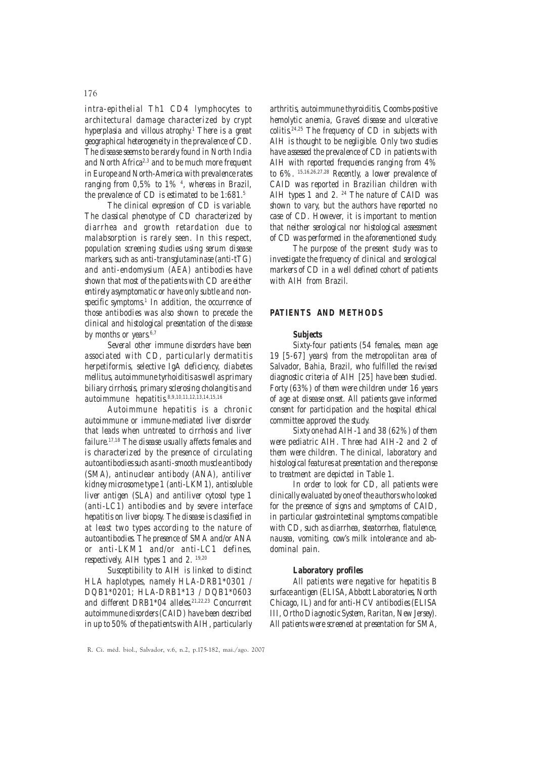intra-epithelial Th1 CD4 lymphocytes to architectural damage characterized by crypt hyperplasia and villous atrophy.[1] There is a great geographical heterogeneity in the prevalence of CD. The disease seems to be rarely found in North India and North Africa[2,3] and to be much more frequent in Europe and North-America with prevalence rates ranging from 0,5% to 1% [4], whereas in Brazil, the prevalence of CD is estimated to be 1:681.[5]

The clinical expression of CD is variable. The classical phenotype of CD characterized by diarrhea and growth retardation due to malabsorption is rarely seen. In this respect, population screening studies using serum disease markers, such as anti-transglutaminase (anti-tTG) and anti-endomysium (AEA) antibodies have shown that most of the patients with CD are either entirely asymptomatic or have only subtle and non-specific symptoms.[1] In addition, the occurrence of those antibodies was also shown to precede the clinical and histological presentation of the disease by months or years.[6,7]

Several other immune disorders have been associated with CD, particularly dermatitis herpetiformis, selective IgA deficiency, diabetes mellitus, autoimmune tyrhoiditis as well as primary biliary cirrhosis, primary sclerosing cholangitis and autoimmune hepatitis.[8,9,10,11,12,13,14,15,16]

Autoimmune hepatitis is a chronic autoimmune or immune-mediated liver disorder that leads when untreated to cirrhosis and liver failure.[17,18] The disease usually affects females and is characterized by the presence of circulating autoantibodies such as anti-smooth muscle antibody (SMA), antinuclear antibody (ANA), antiliver kidney microsome type 1 (anti-LKM1), antisoluble liver antigen (SLA) and antiliver cytosol type 1 (anti-LC1) antibodies and by severe interface hepatitis on liver biopsy. The disease is classified in at least two types according to the nature of autoantibodies. The presence of SMA and/or ANA or anti-LKM1 and/or anti-LC1 defines, respectively, AIH types 1 and 2. [19,20]

Susceptibility to AIH is linked to distinct HLA haplotypes, namely HLA-DRB1*0301 / DQB1*0201; HLA-DRB1*13 / DQB1*0603 and different DRB1*04 alleles.[21,22,23] Concurrent autoimmune disorders (CAID) have been described in up to 50% of the patients with AIH, particularly arthritis, autoimmune thyroiditis, Coombs-positive hemolytic anemia, Graves' disease and ulcerative colitis.[24,25] The frequency of CD in subjects with AIH is thought to be negligible. Only two studies have assessed the prevalence of CD in patients with AIH with reported frequencies ranging from 4% to 6%. [15,16,26,27,28] Recently, a lower prevalence of CAID was reported in Brazilian children with AIH types 1 and 2. [24] The nature of CAID was shown to vary, but the authors have reported no case of CD. However, it is important to mention that neither serological nor histological assessment of CD was performed in the aforementioned study.

The purpose of the present study was to investigate the frequency of clinical and serological markers of CD in a well defined cohort of patients with AIH from Brazil.

## PATIENTS AND METHODS

### Subjects

Sixty-four patients (54 females, mean age 19 [5-67] years) from the metropolitan area of Salvador, Bahia, Brazil, who fulfilled the revised diagnostic criteria of AIH [25] have been studied. Forty (63%) of them were children under 16 years of age at disease onset. All patients gave informed consent for participation and the hospital ethical committee approved the study.

Sixty one had AIH-1 and 38 (62%) of them were pediatric AIH. Three had AIH-2 and 2 of them were children. The clinical, laboratory and histological features at presentation and the response to treatment are depicted in Table 1.

In order to look for CD, all patients were clinically evaluated by one of the authors who looked for the presence of signs and symptoms of CAID, in particular gastrointestinal symptoms compatible with CD, such as diarrhea, steatorrhea, flatulence, nausea, vomiting, cow's milk intolerance and abdominal pain.

### Laboratory profiles

All patients were negative for hepatitis B surface antigen (ELISA, Abbott Laboratories, North Chicago, IL) and for anti-HCV antibodies (ELISA III, Ortho Diagnostic System, Raritan, New Jersey). All patients were screened at presentation for SMA,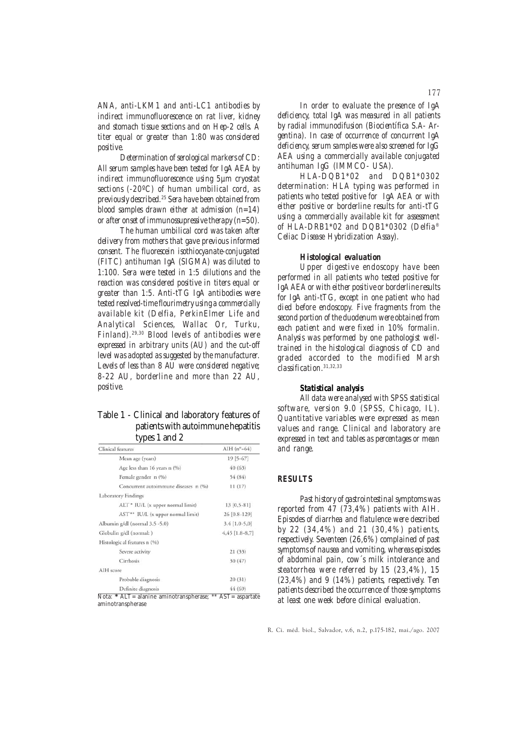ANA, anti-LKM1 and anti-LC1 antibodies by indirect immunofluorescence on rat liver, kidney and stomach tissue sections and on Hep-2 cells. A titer equal or greater than 1:80 was considered positive.

*Determination of serological markers of CD:* All serum samples have been tested for IgA AEA by indirect immunofluorescence using 5µm cryostat sections (-20ºC) of human umbilical cord, as previously described.[25] Sera have been obtained from blood samples drawn either at admission (n=14) or after onset of immunossupressive therapy (n=50).

The human umbilical cord was taken after delivery from mothers that gave previous informed consent. The fluorescein isothiocyanate-conjugated (FITC) antihuman IgA (SIGMA) was diluted to 1:100. Sera were tested in 1:5 dilutions and the reaction was considered positive in titers equal or greater than 1:5. Anti-tTG IgA antibodies were tested resolved-time flourimetry using a commercially available kit (Delfia, PerkinElmer Life and Analytical Sciences, Wallac Or, Turku, Finland).[29,30] Blood levels of antibodies were expressed in arbitrary units (AU) and the cut-off level was adopted as suggested by the manufacturer. Levels of less than 8 AU were considered negative; 8-22 AU, borderline and more than 22 AU, positive.

Table 1 - Clinical and laboratory features of patients with autoimmune hepatitis types 1 and 2

| Clinical features | AIH (nº=64) |
|---|---|
| Mean age (years) | 19 [5-67] |
| Age less than 16 years n (%) | 40 (63) |
| Female gender n (%) | 54 (84) |
| Concurrent autoimmune diseases n (%) | 11 (17) |
| **Laboratory Findings** | |
| ALT* IU/L (x upper normal limit) | 13 [0,5-81] |
| AST** IU/L (x upper normal limit) | 26 [0.8-129] |
| Albumin g/dl (normal 3.5 -5.0) | 3.4 [1.0-5,0] |
| Globulin g/dl (normal: ) | 4,45 [1.8-8,7] |
| **Histological features n (%)** | |
| Severe activity | 21 (33) |
| Cirrhosis | 30 (47) |
| **AIH score** | |
| Probable diagnosis | 20 (31) |
| Definite diagnosis | 44 (69) |

Nota: * ALT= alanine aminotranspherase; ** AST= aspartate aminotranspherase

In order to evaluate the presence of IgA deficiency, total IgA was measured in all patients by radial immunodifusion (Biocientífica S.A- Argentina). In case of occurrence of concurrent IgA deficiency, serum samples were also screened for IgG AEA using a commercially available conjugated antihuman IgG (IMMCO- USA).

*HLA-DQB1\*02 and DQB1\*0302 determination:* HLA typing was performed in patients who tested positive for IgA AEA or with either positive or borderline results for anti-tTG using a commercially available kit for assessment of HLA-DRB1*02 and DQB1*0302 (Delfia® Celiac Disease Hybridization Assay).

### Histological evaluation

Upper digestive endoscopy have been performed in all patients who tested positive for IgA AEA or with either positive or borderline results for IgA anti-tTG, except in one patient who had died before endoscopy. Five fragments from the second portion of the duodenum were obtained from each patient and were fixed in 10% formalin. Analysis was performed by one pathologist well-trained in the histological diagnosis of CD and graded accorded to the modified Marsh classification.[31,32,33]

### Statistical analysis

All data were analysed with SPSS statistical software, version 9.0 (SPSS, Chicago, IL). Quantitative variables were expressed as mean values and range. Clinical and laboratory are expressed in text and tables as percentages or mean and range.

## RESULTS

Past history of gastrointestinal symptoms was reported from 47 (73,4%) patients with AIH. Episodes of diarrhea and flatulence were described by 22 (34,4%) and 21 (30,4%) patients, respectively. Seventeen (26,6%) complained of past symptoms of nausea and vomiting, whereas episodes of abdominal pain, cow´s milk intolerance and steatorrhea were referred by 15 (23,4%), 15 (23,4%) and 9 (14%) patients, respectively. Ten patients described the occurrence of those symptoms at least one week before clinical evaluation.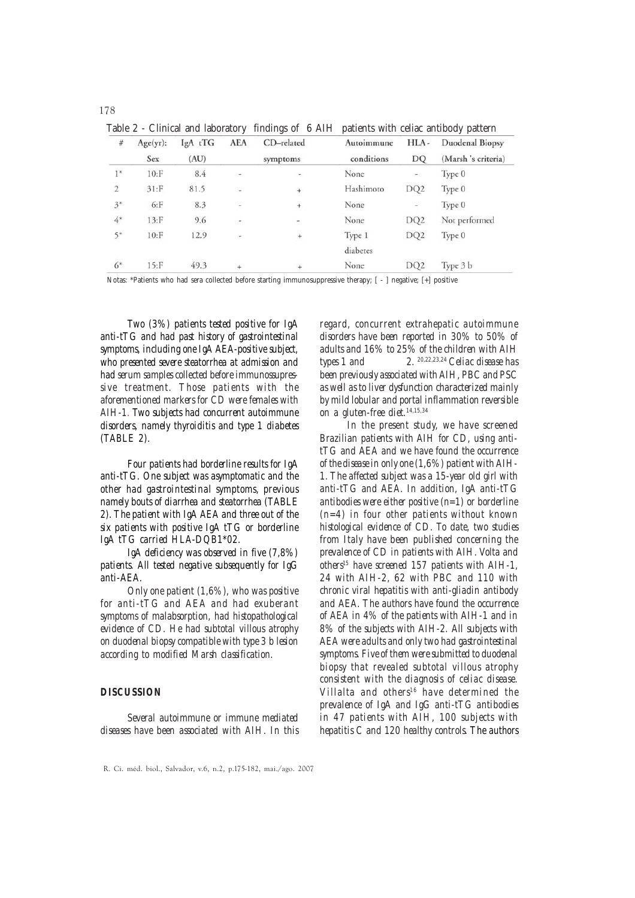Table 2 - Clinical and laboratory findings of 6 AIH patients with celiac antibody pattern

| # | Age(yr): Sex | IgA tTG (AU) | AEA | CD–related symptoms | Autoimmune conditions | HLA-DQ | Duodenal Biopsy (Marsh 's criteria) |
|---|---|---|---|---|---|---|---|
| 1* | 10:F | 8.4 | - | - | None | - | Type 0 |
| 2 | 31:F | 81.5 | - | + | Hashimoto | DQ2 | Type 0 |
| 3* | 6:F | 8.3 | - | + | None | - | Type 0 |
| 4* | 13:F | 9.6 | - | - | None | DQ2 | Not performed |
| 5* | 10:F | 12.9 | - | + | Type 1 diabetes | DQ2 | Type 0 |
| 6* | 15:F | 49.3 | + | + | None | DQ2 | Type 3 b |

Notas: *Patients who had sera collected before starting immunosuppressive therapy; [ - ] negative; [+] positive

Two (3%) patients tested positive for IgA anti-tTG and had past history of gastrointestinal symptoms, including one IgA AEA-positive subject, who presented severe steatorrhea at admission and had serum samples collected before immunossupressive treatment. Those patients with the aforementioned markers for CD were females with AIH-1. Two subjects had concurrent autoimmune disorders, namely thyroiditis and type 1 diabetes (TABLE 2).

Four patients had borderline results for IgA anti-tTG. One subject was asymptomatic and the other had gastrointestinal symptoms, previous namely bouts of diarrhea and steatorrhea (TABLE 2). The patient with IgA AEA and three out of the six patients with positive IgA tTG or borderline IgA tTG carried HLA-DQB1*02.

IgA deficiency was observed in five (7,8%) patients. All tested negative subsequently for IgG anti-AEA.

Only one patient (1,6%), who was positive for anti-tTG and AEA and had exuberant symptoms of malabsorption, had histopathological evidence of CD. He had subtotal villous atrophy on duodenal biopsy compatible with type 3 b lesion according to modified Marsh classification.

## DISCUSSION

Several autoimmune or immune mediated diseases have been associated with AIH. In this regard, concurrent extrahepatic autoimmune disorders have been reported in 30% to 50% of adults and 16% to 25% of the children with AIH types 1 and 2. [20,22,23,24] Celiac disease has been previously associated with AIH, PBC and PSC as well as to liver dysfunction characterized mainly by mild lobular and portal inflammation reversible on a gluten-free diet.[14,15,34]

In the present study, we have screened Brazilian patients with AIH for CD, using anti-tTG and AEA and we have found the occurrence of the disease in only one (1,6%) patient with AIH-1. The affected subject was a 15-year old girl with anti-tTG and AEA. In addition, IgA anti-tTG antibodies were either positive (n=1) or borderline (n=4) in four other patients without known histological evidence of CD. To date, two studies from Italy have been published concerning the prevalence of CD in patients with AIH. Volta and others[15] have screened 157 patients with AIH-1, 24 with AIH-2, 62 with PBC and 110 with chronic viral hepatitis with anti-gliadin antibody and AEA. The authors have found the occurrence of AEA in 4% of the patients with AIH-1 and in 8% of the subjects with AIH-2. All subjects with AEA were adults and only two had gastrointestinal symptoms. Five of them were submitted to duodenal biopsy that revealed subtotal villous atrophy consistent with the diagnosis of celiac disease. Villalta and others[16] have determined the prevalence of IgA and IgG anti-tTG antibodies in 47 patients with AIH, 100 subjects with hepatitis C and 120 healthy controls. The authors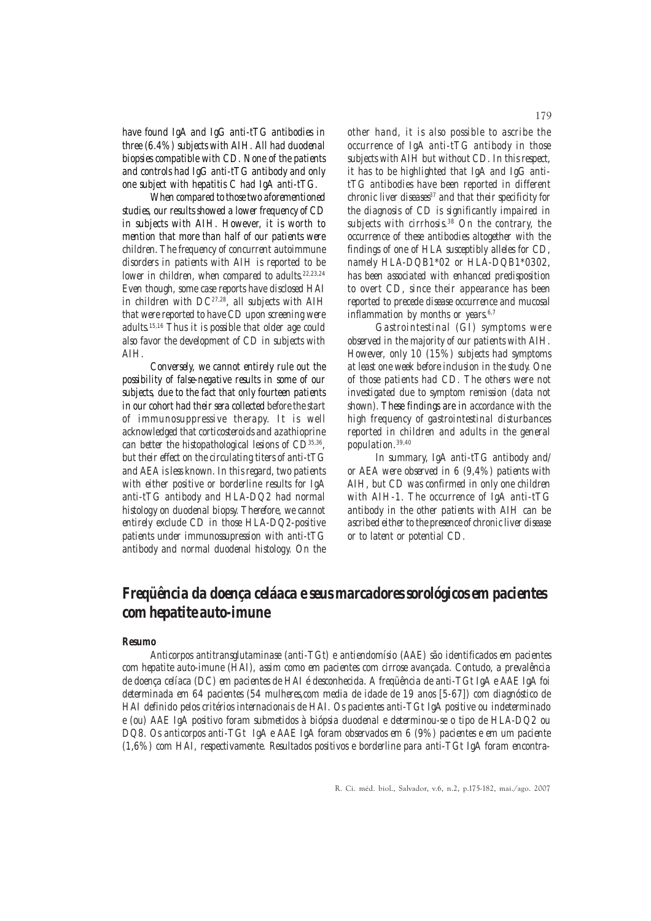have found IgA and IgG anti-tTG antibodies in three (6.4%) subjects with AIH. All had duodenal biopsies compatible with CD. None of the patients and controls had IgG anti-tTG antibody and only one subject with hepatitis C had IgA anti-tTG.

When compared to those two aforementioned studies, our results showed a lower frequency of CD in subjects with AIH. However, it is worth to mention that more than half of our patients were children. The frequency of concurrent autoimmune disorders in patients with AIH is reported to be lower in children, when compared to adults.[22,23,24] Even though, some case reports have disclosed HAI in children with DC[27,28], all subjects with AIH that were reported to have CD upon screening were adults.[15,16] Thus it is possible that older age could also favor the development of CD in subjects with AIH.

Conversely, we cannot entirely rule out the possibility of false-negative results in some of our subjects, due to the fact that only fourteen patients in our cohort had their sera collected before the start of immunosuppressive therapy. It is well acknowledged that corticosteroids and azathioprine can better the histopathological lesions of CD[35,36], but their effect on the circulating titers of anti-tTG and AEA is less known. In this regard, two patients with either positive or borderline results for IgA anti-tTG antibody and HLA-DQ2 had normal histology on duodenal biopsy. Therefore, we cannot entirely exclude CD in those HLA-DQ2-positive patients under immunossupression with anti-tTG antibody and normal duodenal histology. On the other hand, it is also possible to ascribe the occurrence of IgA anti-tTG antibody in those subjects with AIH but without CD. In this respect, it has to be highlighted that IgA and IgG anti-tTG antibodies have been reported in different chronic liver diseases[37] and that their specificity for the diagnosis of CD is significantly impaired in subjects with cirrhosis.[38] On the contrary, the occurrence of these antibodies altogether with the findings of one of HLA susceptibly alleles for CD, namely HLA-DQB1*02 or HLA-DQB1*0302, has been associated with enhanced predisposition to overt CD, since their appearance has been reported to precede disease occurrence and mucosal inflammation by months or years.[6,7]

Gastrointestinal (GI) symptoms were observed in the majority of our patients with AIH. However, only 10 (15%) subjects had symptoms at least one week before inclusion in the study. One of those patients had CD. The others were not investigated due to symptom remission (data not shown). These findings are in accordance with the high frequency of gastrointestinal disturbances reported in children and adults in the general population.[39,40]

In summary, IgA anti-tTG antibody and/or AEA were observed in 6 (9,4%) patients with AIH, but CD was confirmed in only one children with AIH-1. The occurrence of IgA anti-tTG antibody in the other patients with AIH can be ascribed either to the presence of chronic liver disease or to latent or potential CD.

## Freqüência da doença celáaca e seus marcadores sorológicos em pacientes com hepatite auto-imune

### Resumo

Anticorpos antitransglutaminase (anti-TGt) e antiendomísio (AAE) são identificados em pacientes com hepatite auto-imune (HAI), assim como em pacientes com cirrose avançada. Contudo, a prevalência de doença celíaca (DC) em pacientes de HAI é desconhecida. A freqüência de anti-TGt IgA e AAE IgA foi determinada em 64 pacientes (54 mulheres,com media de idade de 19 anos [5-67]) com diagnóstico de HAI definido pelos critérios internacionais de HAI. Os pacientes anti-TGt IgA positive ou indeterminado e (ou) AAE IgA positivo foram submetidos à biópsia duodenal e determinou-se o tipo de HLA-DQ2 ou DQ8. Os anticorpos anti-TGt IgA e AAE IgA foram observados em 6 (9%) pacientes e em um paciente (1,6%) com HAI, respectivamente. Resultados positivos e borderline para anti-TGt IgA foram encontra-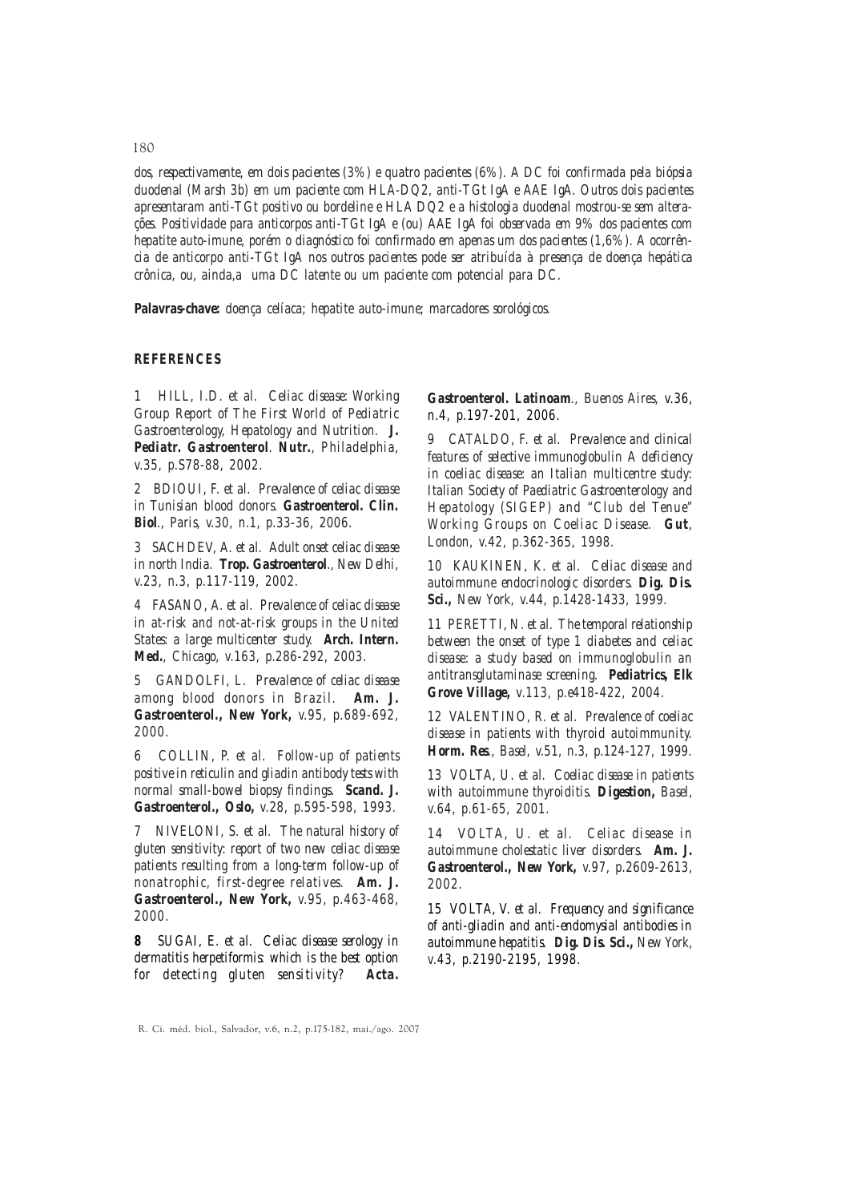*dos, respectivamente, em dois pacientes (3%) e quatro pacientes (6%). A DC foi confirmada pela biópsia duodenal (Marsh 3b) em um paciente com HLA-DQ2, anti-TGt IgA e AAE IgA. Outros dois pacientes apresentaram anti-TGt positivo ou bordeline e HLA DQ2 e a histologia duodenal mostrou-se sem alterações. Positividade para anticorpos anti-TGt IgA e (ou) AAE IgA foi observada em 9% dos pacientes com hepatite auto-imune, porém o diagnóstico foi confirmado em apenas um dos pacientes (1,6%). A ocorrência de anticorpo anti-TGt IgA nos outros pacientes pode ser atribuída à presença de doença hepática crônica, ou, ainda,a uma DC latente ou um paciente com potencial para DC.*

**Palavras-chave:** *doença celíaca; hepatite auto-imune; marcadores sorológicos.*

## REFERENCES

1 HILL, I.D. *et al.* Celiac disease: Working Group Report of The First World of Pediatric Gastroenterology, Hepatology and Nutrition. **J. Pediatr. Gastroenterol**. **Nutr.**, Philadelphia, v.35, p.S78-88, 2002.

2 BDIOUI, F. *et al.* Prevalence of celiac disease in Tunisian blood donors. **Gastroenterol. Clin. Biol**., Paris, v.30, n.1, p.33-36, 2006.

3 SACHDEV, A. *et al.* Adult onset celiac disease in north India. **Trop. Gastroenterol**., New Delhi, v.23, n.3, p.117-119, 2002.

4 FASANO, A. *et al.* Prevalence of celiac disease in at-risk and not-at-risk groups in the United States: a large multicenter study. **Arch. Intern. Med.**, Chicago, v.163, p.286-292, 2003.

5 GANDOLFI, L. Prevalence of celiac disease among blood donors in Brazil. **Am. J. Gastroenterol., New York,** v.95, p.689-692, 2000.

6 COLLIN, P. *et al.* Follow-up of patients positive in reticulin and gliadin antibody tests with normal small-bowel biopsy findings. **Scand. J. Gastroenterol., Oslo,** v.28, p.595-598, 1993.

7 NIVELONI, S. *et al.* The natural history of gluten sensitivity: report of two new celiac disease patients resulting from a long-term follow-up of nonatrophic, first-degree relatives. **Am. J. Gastroenterol., New York,** v.95, p.463-468, 2000.

8 SUGAI, E. *et al.* Celiac disease serology in dermatitis herpetiformis: which is the best option for detecting gluten sensitivity? **Acta. Gastroenterol. Latinoam**., Buenos Aires, v.36, n.4, p.197-201, 2006.

9 CATALDO, F. *et al.* Prevalence and clinical features of selective immunoglobulin A deficiency in coeliac disease: an Italian multicentre study: Italian Society of Paediatric Gastroenterology and Hepatology (SIGEP) and "Club del Tenue" Working Groups on Coeliac Disease. **Gut**, London, v.42, p.362-365, 1998.

10 KAUKINEN, K. *et al.* Celiac disease and autoimmune endocrinologic disorders. **Dig. Dis. Sci.,** New York, v.44, p.1428-1433, 1999.

11 PERETTI, N. *et al.* The temporal relationship between the onset of type 1 diabetes and celiac disease: a study based on immunoglobulin an antitransglutaminase screening. **Pediatrics, Elk Grove Village,** v.113, p.e418-422, 2004.

12 VALENTINO, R. *et al.* Prevalence of coeliac disease in patients with thyroid autoimmunity. **Horm. Res**., Basel, v.51, n.3, p.124-127, 1999.

13 VOLTA, U. *et al.* Coeliac disease in patients with autoimmune thyroiditis. **Digestion,** Basel, v.64, p.61-65, 2001.

14 VOLTA, U. *et al.* Celiac disease in autoimmune cholestatic liver disorders. **Am. J. Gastroenterol., New York,** v.97, p.2609-2613, 2002.

15 VOLTA, V. *et al.* Frequency and significance of anti-gliadin and anti-endomysial antibodies in autoimmune hepatitis. **Dig. Dis. Sci.,** New York, v.43, p.2190-2195, 1998.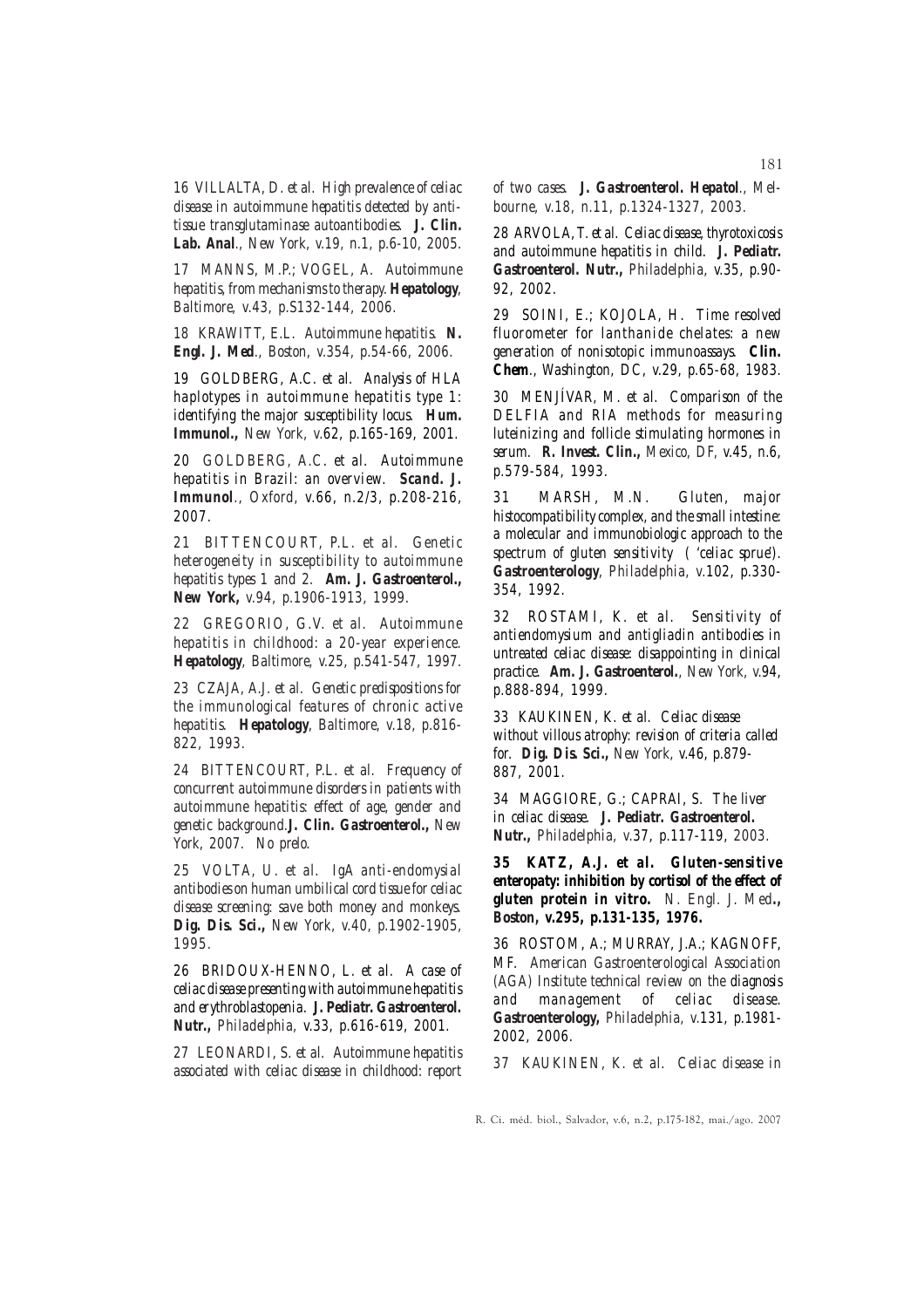16 VILLALTA, D. *et al.* *High prevalence of celiac disease in autoimmune hepatitis detected by anti-tissue transglutaminase autoantibodies.* **J. Clin. Lab. Anal**., New York, v.19, n.1, p.6-10, 2005.

17 MANNS, M.P.; VOGEL, A. *Autoimmune hepatitis, from mechanisms to therapy.* **Hepatology**, Baltimore, v.43, p.S132-144, 2006.

18 KRAWITT, E.L. *Autoimmune hepatitis.* **N. Engl. J. Med**., Boston, v.354, p.54-66, 2006.

19 GOLDBERG, A.C. *et al.* *Analysis of HLA haplotypes in autoimmune hepatitis type 1: identifying the major susceptibility locus.* **Hum. Immunol.,** New York, v.62, p.165-169, 2001.

20 GOLDBERG, A.C. *et al.* *Autoimmune hepatitis in Brazil: an overview.* **Scand. J. Immunol**., Oxford, v.66, n.2/3, p.208-216, 2007.

21 BITTENCOURT, P.L. *et al.* *Genetic heterogeneity in susceptibility to autoimmune hepatitis types 1 and 2.* **Am. J. Gastroenterol., New York,** v.94, p.1906-1913, 1999.

22 GREGORIO, G.V. *et al.* *Autoimmune hepatitis in childhood: a 20-year experience.* **Hepatology**, Baltimore, v.25, p.541-547, 1997.

23 CZAJA, A.J. *et al.* *Genetic predispositions for the immunological features of chronic active hepatitis.* **Hepatology**, Baltimore, v.18, p.816-822, 1993.

24 BITTENCOURT, P.L. *et al.* *Frequency of concurrent autoimmune disorders in patients with autoimmune hepatitis: effect of age, gender and genetic background.* **J. Clin. Gastroenterol.,** New York, 2007. No prelo.

25 VOLTA, U. *et al.* *IgA anti-endomysial antibodies on human umbilical cord tissue for celiac disease screening: save both money and monkeys.* **Dig. Dis. Sci.,** New York, v.40, p.1902-1905, 1995.

26 BRIDOUX-HENNO, L. *et al.* *A case of celiac disease presenting with autoimmune hepatitis and erythroblastopenia.* **J. Pediatr. Gastroenterol. Nutr.,** Philadelphia, v.33, p.616-619, 2001.

27 LEONARDI, S. *et al.* *Autoimmune hepatitis associated with celiac disease in childhood: report of two cases.* **J. Gastroenterol. Hepatol**., Melbourne, v.18, n.11, p.1324-1327, 2003.

28 ARVOLA, T. *et al.* *Celiac disease, thyrotoxicosis and autoimmune hepatitis in child.* **J. Pediatr. Gastroenterol. Nutr.,** Philadelphia, v.35, p.90-92, 2002.

29 SOINI, E.; KOJOLA, H. *Time resolved fluorometer for lanthanide chelates: a new generation of nonisotopic immunoassays.* **Clin. Chem**., Washington, DC, v.29, p.65-68, 1983.

30 MENJÍVAR, M. *et al.* *Comparison of the DELFIA and RIA methods for measuring luteinizing and follicle stimulating hormones in serum.* **R. Invest. Clin.,** Mexico, DF, v.45, n.6, p.579-584, 1993.

31 MARSH, M.N. *Gluten, major histocompatibility complex, and the small intestine: a molecular and immunobiologic approach to the spectrum of gluten sensitivity ('celiac sprue').* **Gastroenterology**, Philadelphia, v.102, p.330-354, 1992.

32 ROSTAMI, K. *et al.* *Sensitivity of antiendomysium and antigliadin antibodies in untreated celiac disease: disappointing in clinical practice.* **Am. J. Gastroenterol.**, New York, v.94, p.888-894, 1999.

33 KAUKINEN, K. *et al.* *Celiac disease without villous atrophy: revision of criteria called for.* **Dig. Dis. Sci.,** New York, v.46, p.879-887, 2001.

34 MAGGIORE, G.; CAPRAI, S. *The liver in celiac disease.* **J. Pediatr. Gastroenterol. Nutr.,** Philadelphia, v.37, p.117-119, 2003.

**35 KATZ, A.J. *et al.* *Gluten-sensitive enteropaty: inhibition by cortisol of the effect of gluten protein in vitro.*** N. Engl. J. Med**., Boston, v.295, p.131-135, 1976.**

36 ROSTOM, A.; MURRAY, J.A.; KAGNOFF, MF. *American Gastroenterological Association (AGA) Institute technical review on the diagnosis and management of celiac disease.* **Gastroenterology,** Philadelphia, v.131, p.1981-2002, 2006.

37 KAUKINEN, K. *et al.* *Celiac disease in*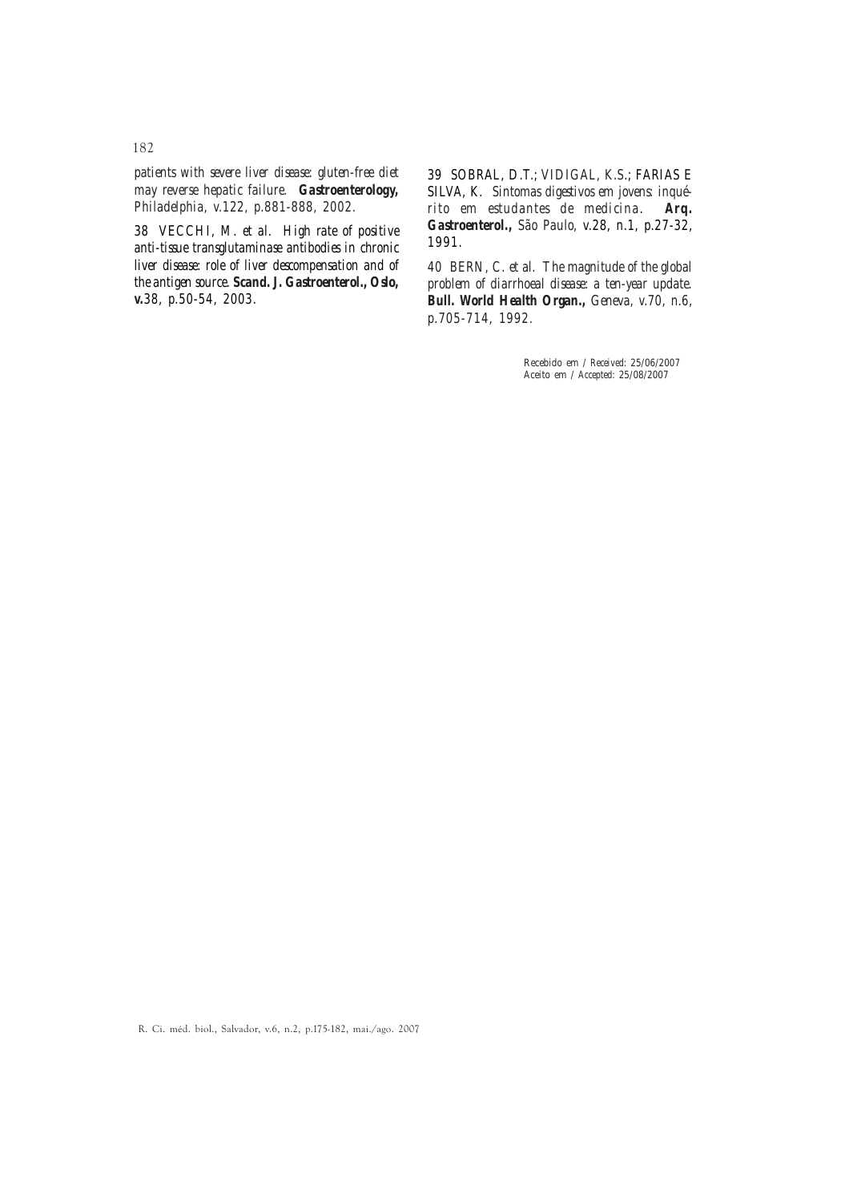patients with severe liver disease: gluten-free diet may reverse hepatic failure. **Gastroenterology,** Philadelphia, v.122, p.881-888, 2002.

38 VECCHI, M. et al. High rate of positive anti-tissue transglutaminase antibodies in chronic liver disease: role of liver descompensation and of the antigen source. **Scand. J. Gastroenterol., Oslo, v.**38, p.50-54, 2003.

39 SOBRAL, D.T.; VIDIGAL, K.S.; FARIAS E SILVA, K. Sintomas digestivos em jovens: inquérito em estudantes de medicina. **Arq. Gastroenterol.,** São Paulo, v.28, n.1, p.27-32, 1991.

40 BERN, C. et al. The magnitude of the global problem of diarrhoeal disease: a ten-year update. **Bull. World Health Organ.,** Geneva, v.70, n.6, p.705-714, 1992.

Recebido em / *Received*: 25/06/2007
Aceito em / *Accepted*: 25/08/2007